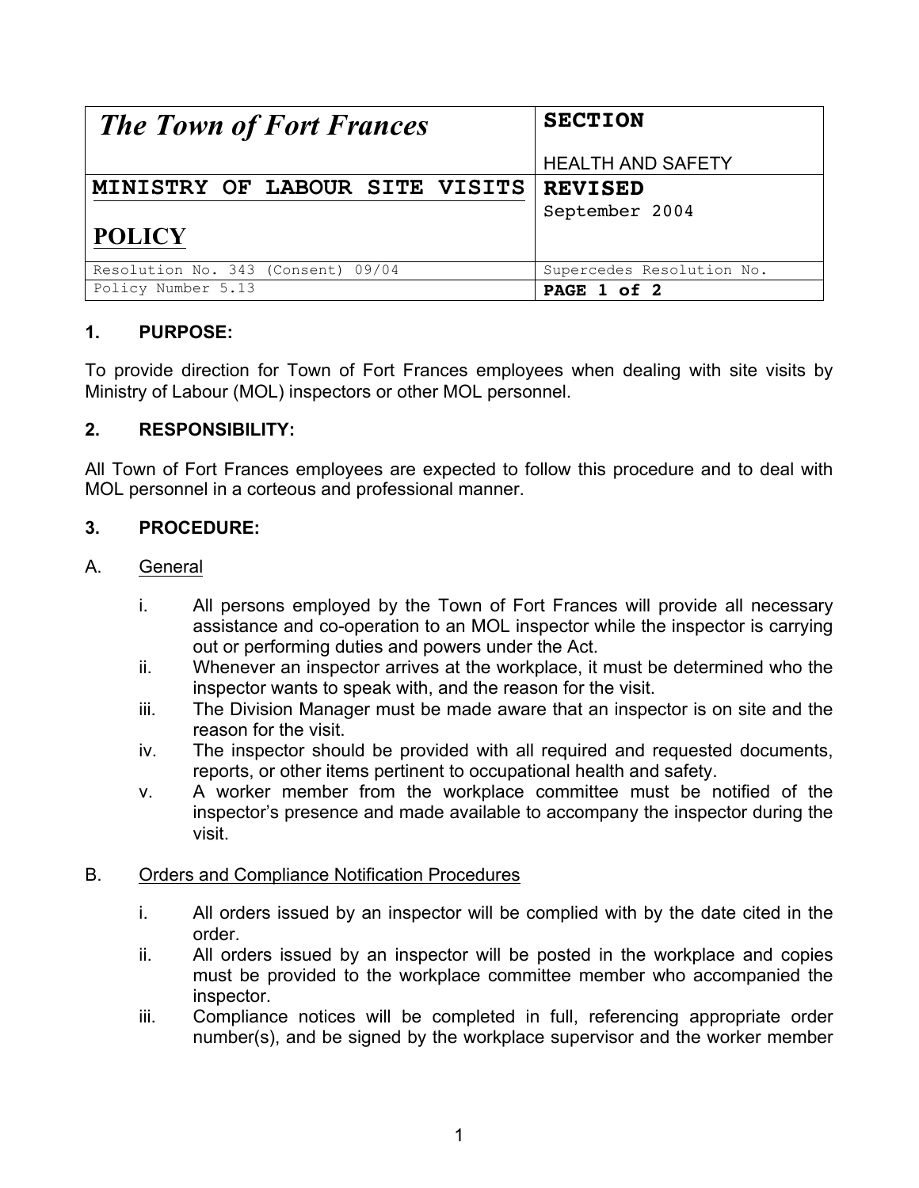| *The Town of Fort Frances* | **SECTION**<br><br>HEALTH AND SAFETY |
| --- | --- |
| **MINISTRY OF LABOUR SITE VISITS**<br><br>**POLICY** | **REVISED**<br>September 2004 |
| Resolution No. 343 (Consent) 09/04 | Supercedes Resolution No. |
| Policy Number 5.13 | **PAGE 1 of 2** |

### 1. PURPOSE:

To provide direction for Town of Fort Frances employees when dealing with site visits by Ministry of Labour (MOL) inspectors or other MOL personnel.

### 2. RESPONSIBILITY:

All Town of Fort Frances employees are expected to follow this procedure and to deal with MOL personnel in a corteous and professional manner.

### 3. PROCEDURE:

A. General

i. All persons employed by the Town of Fort Frances will provide all necessary assistance and co-operation to an MOL inspector while the inspector is carrying out or performing duties and powers under the Act.

ii. Whenever an inspector arrives at the workplace, it must be determined who the inspector wants to speak with, and the reason for the visit.

iii. The Division Manager must be made aware that an inspector is on site and the reason for the visit.

iv. The inspector should be provided with all required and requested documents, reports, or other items pertinent to occupational health and safety.

v. A worker member from the workplace committee must be notified of the inspector's presence and made available to accompany the inspector during the visit.

B. Orders and Compliance Notification Procedures

i. All orders issued by an inspector will be complied with by the date cited in the order.

ii. All orders issued by an inspector will be posted in the workplace and copies must be provided to the workplace committee member who accompanied the inspector.

iii. Compliance notices will be completed in full, referencing appropriate order number(s), and be signed by the workplace supervisor and the worker member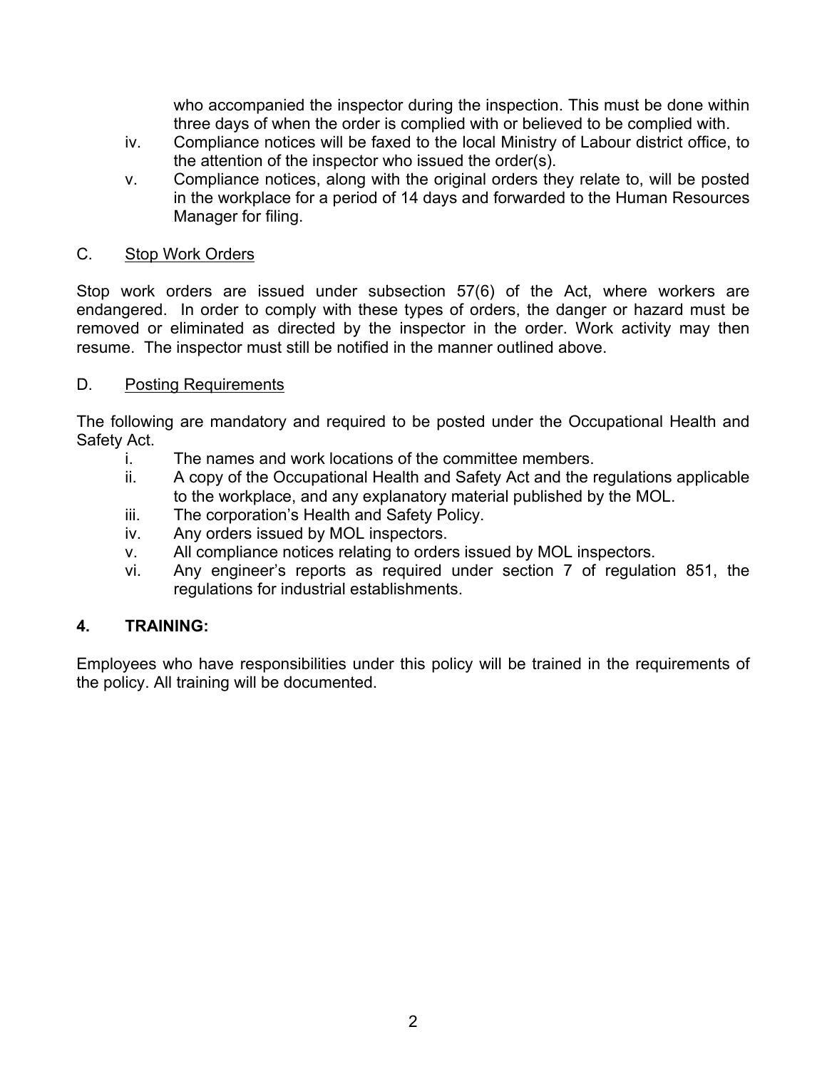who accompanied the inspector during the inspection. This must be done within three days of when the order is complied with or believed to be complied with.

iv. Compliance notices will be faxed to the local Ministry of Labour district office, to the attention of the inspector who issued the order(s).

v. Compliance notices, along with the original orders they relate to, will be posted in the workplace for a period of 14 days and forwarded to the Human Resources Manager for filing.

C. Stop Work Orders

Stop work orders are issued under subsection 57(6) of the Act, where workers are endangered. In order to comply with these types of orders, the danger or hazard must be removed or eliminated as directed by the inspector in the order. Work activity may then resume. The inspector must still be notified in the manner outlined above.

D. Posting Requirements

The following are mandatory and required to be posted under the Occupational Health and Safety Act.

i. The names and work locations of the committee members.
ii. A copy of the Occupational Health and Safety Act and the regulations applicable to the workplace, and any explanatory material published by the MOL.
iii. The corporation's Health and Safety Policy.
iv. Any orders issued by MOL inspectors.
v. All compliance notices relating to orders issued by MOL inspectors.
vi. Any engineer's reports as required under section 7 of regulation 851, the regulations for industrial establishments.

## 4. TRAINING:

Employees who have responsibilities under this policy will be trained in the requirements of the policy. All training will be documented.